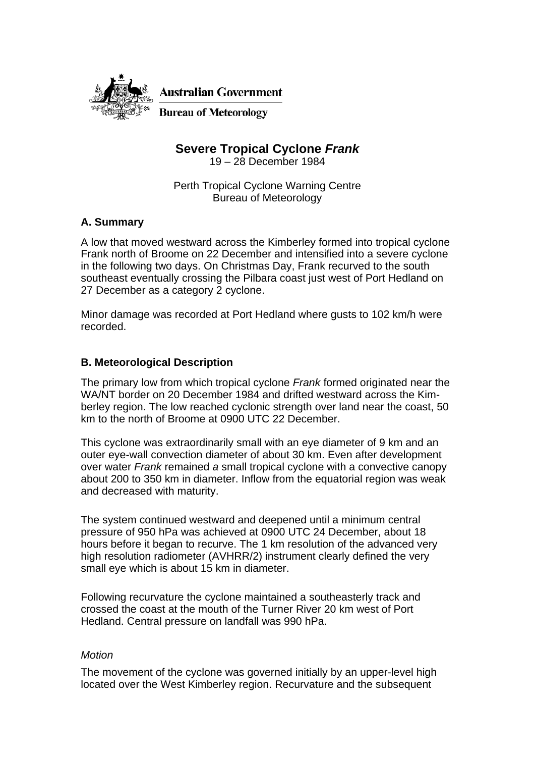Australian Government

Bureau of Meteorology

# Severe Tropical Cyclone *Frank*

19 – 28 December 1984

Perth Tropical Cyclone Warning Centre
Bureau of Meteorology

## A. Summary

A low that moved westward across the Kimberley formed into tropical cyclone Frank north of Broome on 22 December and intensified into a severe cyclone in the following two days. On Christmas Day, Frank recurved to the south southeast eventually crossing the Pilbara coast just west of Port Hedland on 27 December as a category 2 cyclone.

Minor damage was recorded at Port Hedland where gusts to 102 km/h were recorded.

## B. Meteorological Description

The primary low from which tropical cyclone *Frank* formed originated near the WA/NT border on 20 December 1984 and drifted westward across the Kimberley region. The low reached cyclonic strength over land near the coast, 50 km to the north of Broome at 0900 UTC 22 December.

This cyclone was extraordinarily small with an eye diameter of 9 km and an outer eye-wall convection diameter of about 30 km. Even after development over water *Frank* remained *a* small tropical cyclone with a convective canopy about 200 to 350 km in diameter. Inflow from the equatorial region was weak and decreased with maturity.

The system continued westward and deepened until a minimum central pressure of 950 hPa was achieved at 0900 UTC 24 December, about 18 hours before it began to recurve. The 1 km resolution of the advanced very high resolution radiometer (AVHRR/2) instrument clearly defined the very small eye which is about 15 km in diameter.

Following recurvature the cyclone maintained a southeasterly track and crossed the coast at the mouth of the Turner River 20 km west of Port Hedland. Central pressure on landfall was 990 hPa.

### *Motion*

The movement of the cyclone was governed initially by an upper-level high located over the West Kimberley region. Recurvature and the subsequent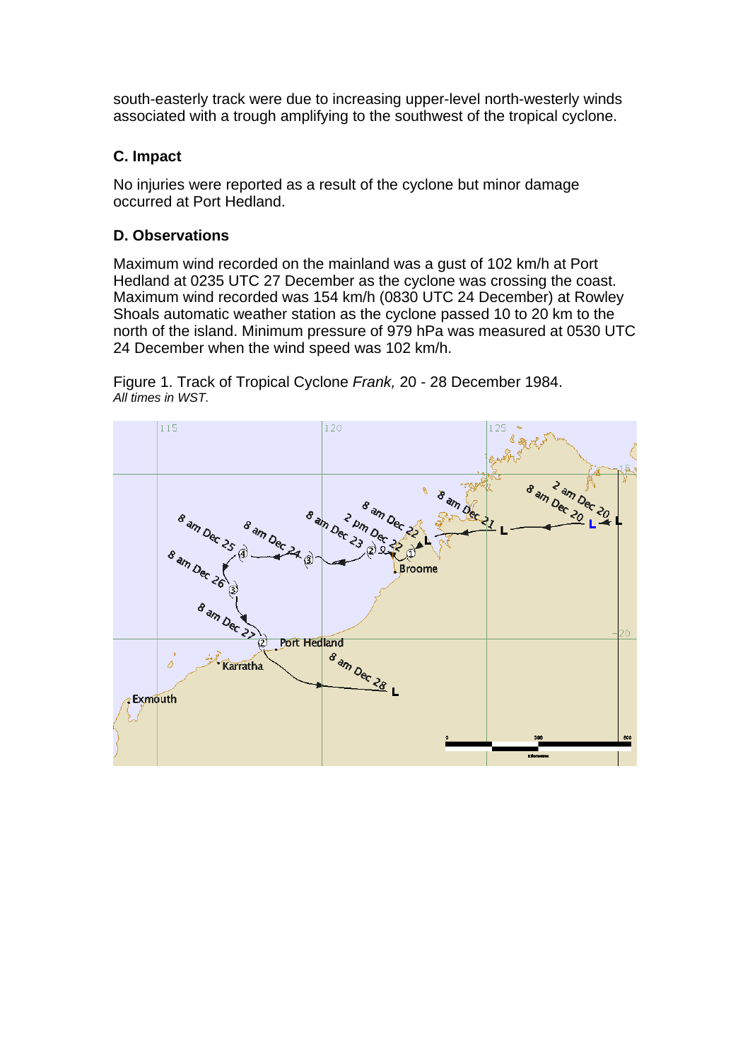south-easterly track were due to increasing upper-level north-westerly winds associated with a trough amplifying to the southwest of the tropical cyclone.

### C. Impact

No injuries were reported as a result of the cyclone but minor damage occurred at Port Hedland.

### D. Observations

Maximum wind recorded on the mainland was a gust of 102 km/h at Port Hedland at 0235 UTC 27 December as the cyclone was crossing the coast. Maximum wind recorded was 154 km/h (0830 UTC 24 December) at Rowley Shoals automatic weather station as the cyclone passed 10 to 20 km to the north of the island. Minimum pressure of 979 hPa was measured at 0530 UTC 24 December when the wind speed was 102 km/h.

Figure 1. Track of Tropical Cyclone *Frank,* 20 - 28 December 1984.
*All times in WST.*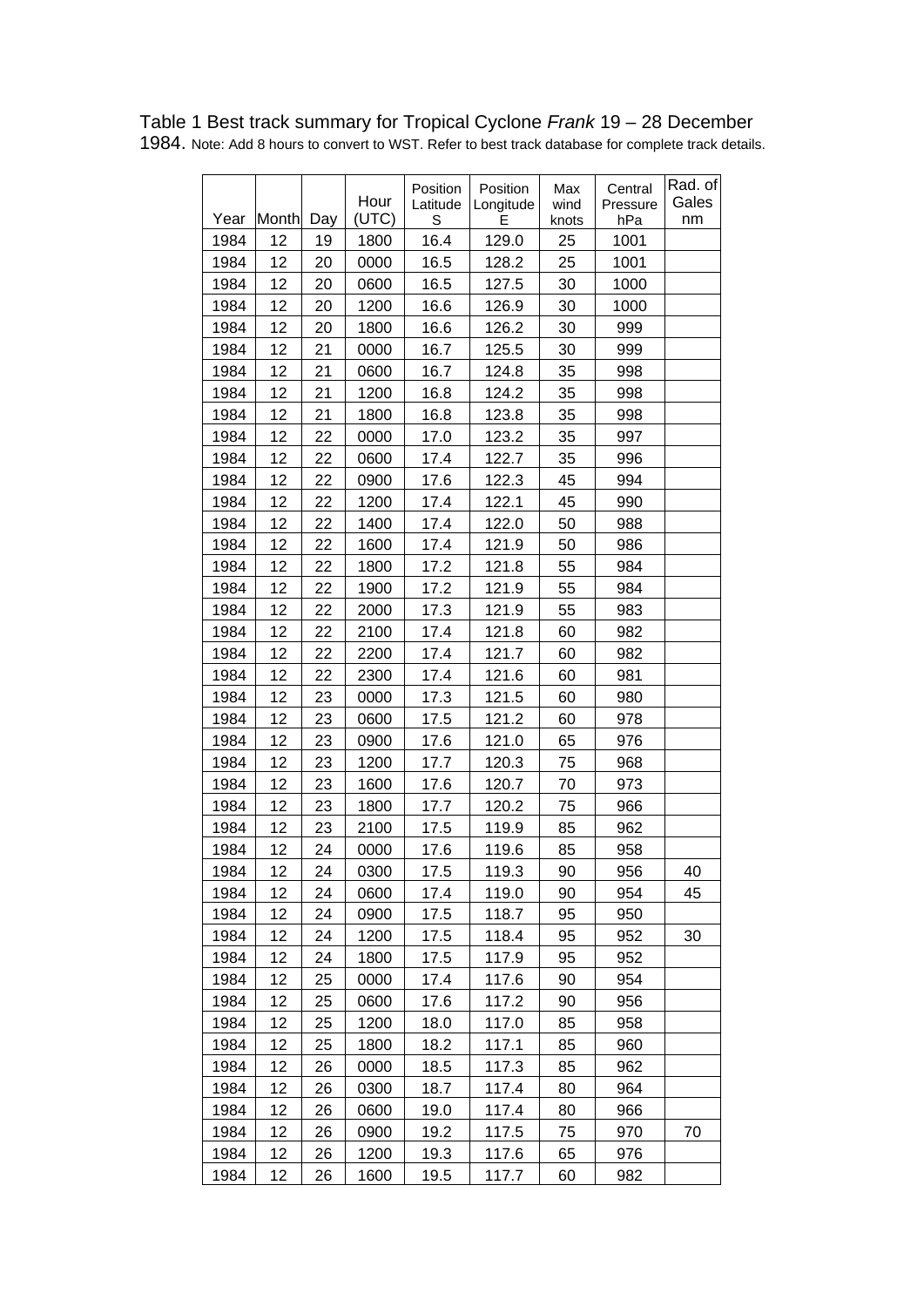Table 1 Best track summary for Tropical Cyclone *Frank* 19 – 28 December 1984. Note: Add 8 hours to convert to WST. Refer to best track database for complete track details.

| Year | Month | Day | Hour (UTC) | Position Latitude S | Position Longitude E | Max wind knots | Central Pressure hPa | Rad. of Gales nm |
|---|---|---|---|---|---|---|---|---|
| 1984 | 12 | 19 | 1800 | 16.4 | 129.0 | 25 | 1001 | |
| 1984 | 12 | 20 | 0000 | 16.5 | 128.2 | 25 | 1001 | |
| 1984 | 12 | 20 | 0600 | 16.5 | 127.5 | 30 | 1000 | |
| 1984 | 12 | 20 | 1200 | 16.6 | 126.9 | 30 | 1000 | |
| 1984 | 12 | 20 | 1800 | 16.6 | 126.2 | 30 | 999 | |
| 1984 | 12 | 21 | 0000 | 16.7 | 125.5 | 30 | 999 | |
| 1984 | 12 | 21 | 0600 | 16.7 | 124.8 | 35 | 998 | |
| 1984 | 12 | 21 | 1200 | 16.8 | 124.2 | 35 | 998 | |
| 1984 | 12 | 21 | 1800 | 16.8 | 123.8 | 35 | 998 | |
| 1984 | 12 | 22 | 0000 | 17.0 | 123.2 | 35 | 997 | |
| 1984 | 12 | 22 | 0600 | 17.4 | 122.7 | 35 | 996 | |
| 1984 | 12 | 22 | 0900 | 17.6 | 122.3 | 45 | 994 | |
| 1984 | 12 | 22 | 1200 | 17.4 | 122.1 | 45 | 990 | |
| 1984 | 12 | 22 | 1400 | 17.4 | 122.0 | 50 | 988 | |
| 1984 | 12 | 22 | 1600 | 17.4 | 121.9 | 50 | 986 | |
| 1984 | 12 | 22 | 1800 | 17.2 | 121.8 | 55 | 984 | |
| 1984 | 12 | 22 | 1900 | 17.2 | 121.9 | 55 | 984 | |
| 1984 | 12 | 22 | 2000 | 17.3 | 121.9 | 55 | 983 | |
| 1984 | 12 | 22 | 2100 | 17.4 | 121.8 | 60 | 982 | |
| 1984 | 12 | 22 | 2200 | 17.4 | 121.7 | 60 | 982 | |
| 1984 | 12 | 22 | 2300 | 17.4 | 121.6 | 60 | 981 | |
| 1984 | 12 | 23 | 0000 | 17.3 | 121.5 | 60 | 980 | |
| 1984 | 12 | 23 | 0600 | 17.5 | 121.2 | 60 | 978 | |
| 1984 | 12 | 23 | 0900 | 17.6 | 121.0 | 65 | 976 | |
| 1984 | 12 | 23 | 1200 | 17.7 | 120.3 | 75 | 968 | |
| 1984 | 12 | 23 | 1600 | 17.6 | 120.7 | 70 | 973 | |
| 1984 | 12 | 23 | 1800 | 17.7 | 120.2 | 75 | 966 | |
| 1984 | 12 | 23 | 2100 | 17.5 | 119.9 | 85 | 962 | |
| 1984 | 12 | 24 | 0000 | 17.6 | 119.6 | 85 | 958 | |
| 1984 | 12 | 24 | 0300 | 17.5 | 119.3 | 90 | 956 | 40 |
| 1984 | 12 | 24 | 0600 | 17.4 | 119.0 | 90 | 954 | 45 |
| 1984 | 12 | 24 | 0900 | 17.5 | 118.7 | 95 | 950 | |
| 1984 | 12 | 24 | 1200 | 17.5 | 118.4 | 95 | 952 | 30 |
| 1984 | 12 | 24 | 1800 | 17.5 | 117.9 | 95 | 952 | |
| 1984 | 12 | 25 | 0000 | 17.4 | 117.6 | 90 | 954 | |
| 1984 | 12 | 25 | 0600 | 17.6 | 117.2 | 90 | 956 | |
| 1984 | 12 | 25 | 1200 | 18.0 | 117.0 | 85 | 958 | |
| 1984 | 12 | 25 | 1800 | 18.2 | 117.1 | 85 | 960 | |
| 1984 | 12 | 26 | 0000 | 18.5 | 117.3 | 85 | 962 | |
| 1984 | 12 | 26 | 0300 | 18.7 | 117.4 | 80 | 964 | |
| 1984 | 12 | 26 | 0600 | 19.0 | 117.4 | 80 | 966 | |
| 1984 | 12 | 26 | 0900 | 19.2 | 117.5 | 75 | 970 | 70 |
| 1984 | 12 | 26 | 1200 | 19.3 | 117.6 | 65 | 976 | |
| 1984 | 12 | 26 | 1600 | 19.5 | 117.7 | 60 | 982 | |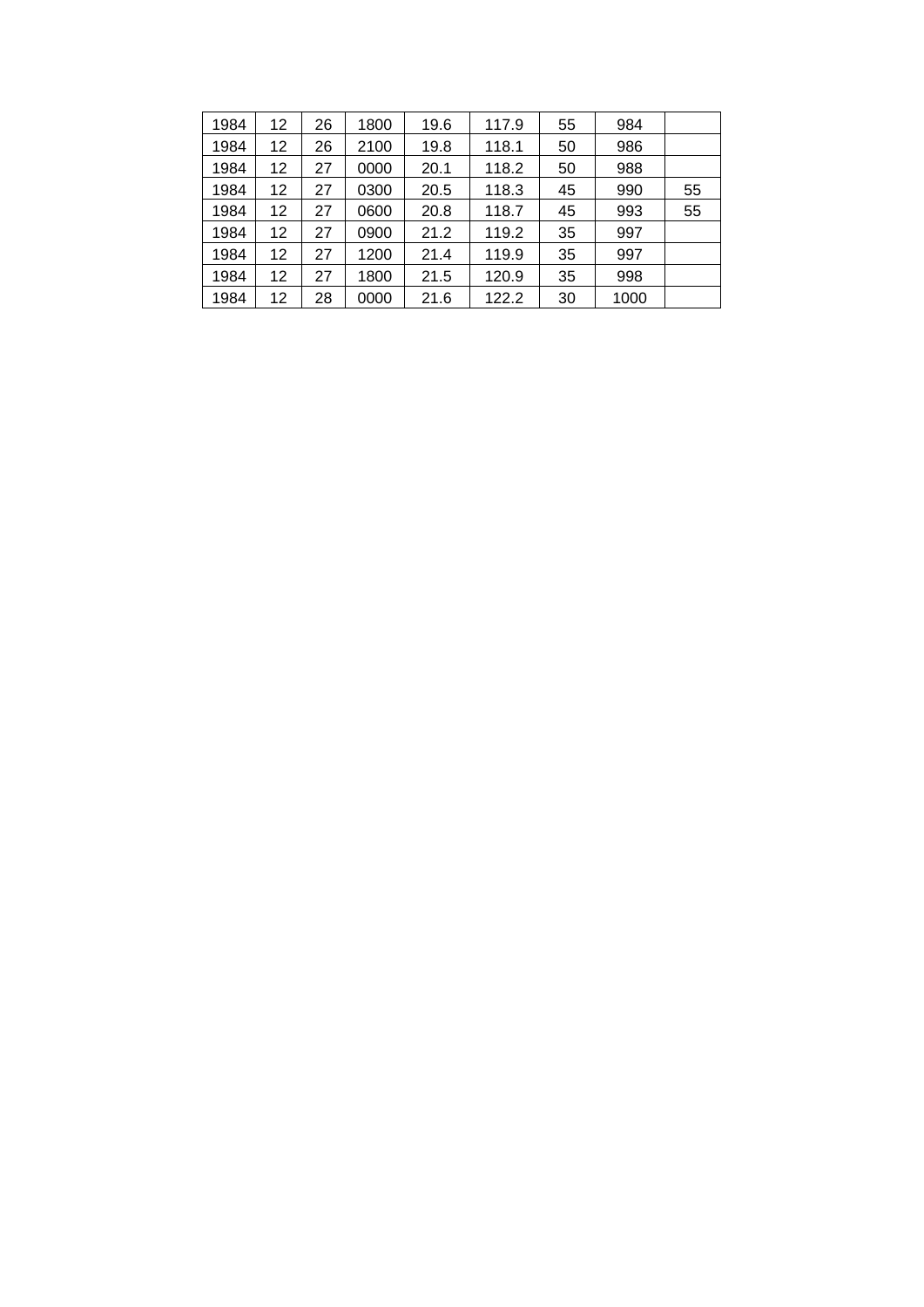| | | | | | | | | |
|---|---|---|---|---|---|---|---|---|
| 1984 | 12 | 26 | 1800 | 19.6 | 117.9 | 55 | 984 | |
| 1984 | 12 | 26 | 2100 | 19.8 | 118.1 | 50 | 986 | |
| 1984 | 12 | 27 | 0000 | 20.1 | 118.2 | 50 | 988 | |
| 1984 | 12 | 27 | 0300 | 20.5 | 118.3 | 45 | 990 | 55 |
| 1984 | 12 | 27 | 0600 | 20.8 | 118.7 | 45 | 993 | 55 |
| 1984 | 12 | 27 | 0900 | 21.2 | 119.2 | 35 | 997 | |
| 1984 | 12 | 27 | 1200 | 21.4 | 119.9 | 35 | 997 | |
| 1984 | 12 | 27 | 1800 | 21.5 | 120.9 | 35 | 998 | |
| 1984 | 12 | 28 | 0000 | 21.6 | 122.2 | 30 | 1000 | |